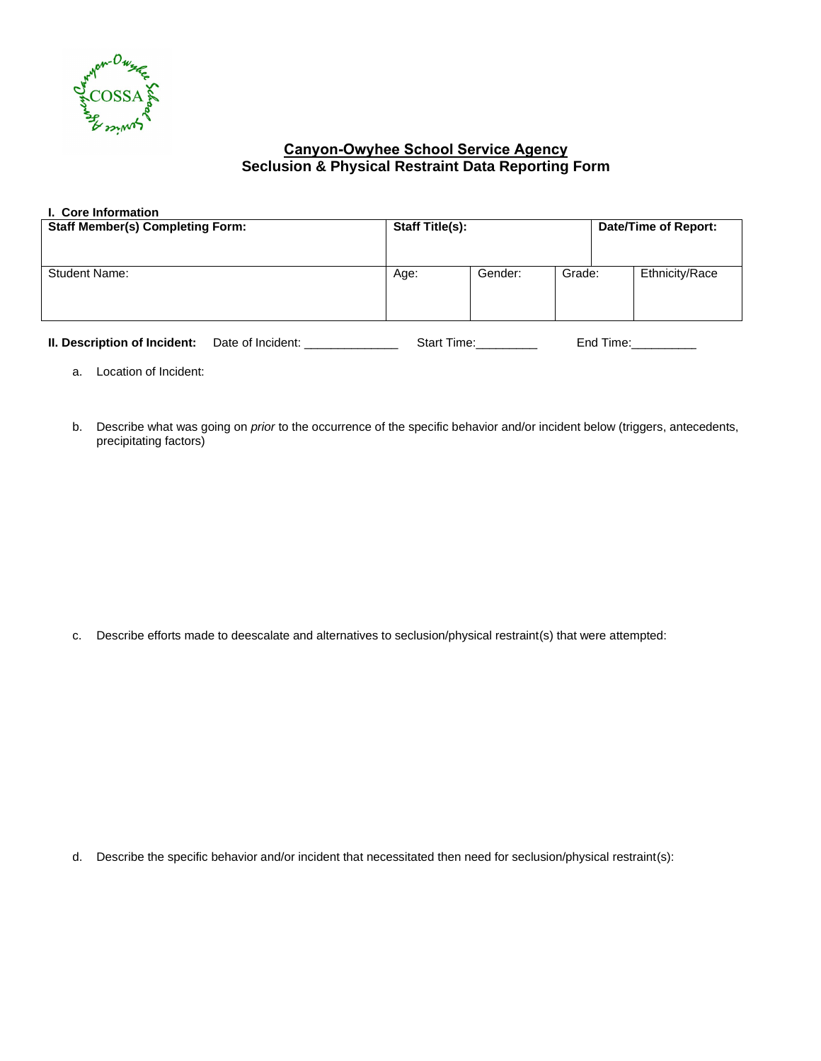# Canyon-Owyhee School Service Agency
## Seclusion & Physical Restraint Data Reporting Form

**I. Core Information**

| **Staff Member(s) Completing Form:** | **Staff Title(s):** | | | **Date/Time of Report:** |
|---|---|---|---|---|
| Student Name: | Age: | Gender: | Grade: | Ethnicity/Race |

**II. Description of Incident:** Date of Incident: ______________ Start Time:_________ End Time:__________

a. Location of Incident:

b. Describe what was going on *prior* to the occurrence of the specific behavior and/or incident below (triggers, antecedents, precipitating factors)

c. Describe efforts made to deescalate and alternatives to seclusion/physical restraint(s) that were attempted:

d. Describe the specific behavior and/or incident that necessitated then need for seclusion/physical restraint(s):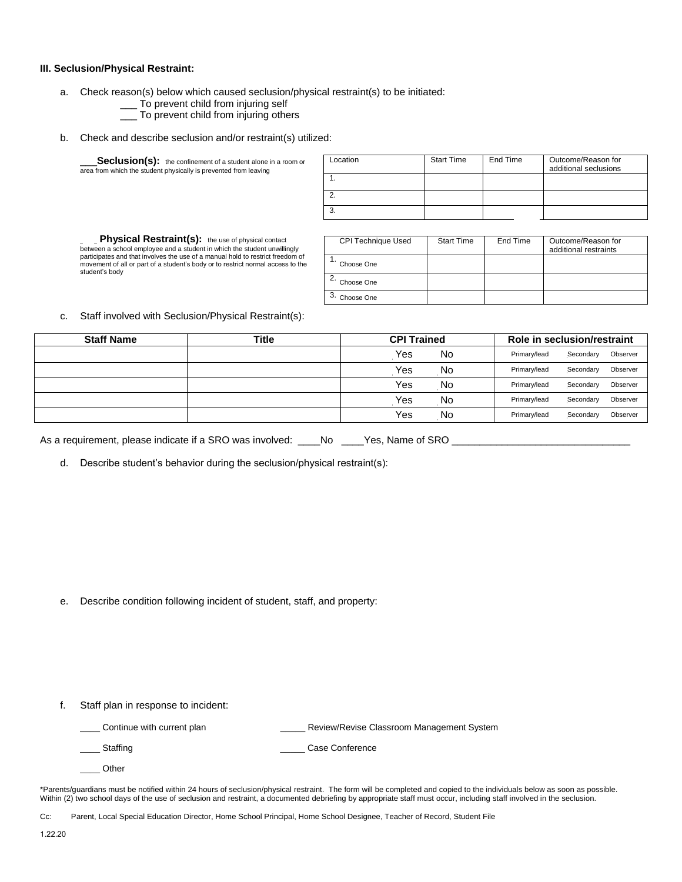**III. Seclusion/Physical Restraint:**

a. Check reason(s) below which caused seclusion/physical restraint(s) to be initiated:

___ To prevent child from injuring self

___ To prevent child from injuring others

b. Check and describe seclusion and/or restraint(s) utilized:

___**Seclusion(s):** the confinement of a student alone in a room or area from which the student physically is prevented from leaving

| Location | Start Time | End Time | Outcome/Reason for additional seclusions |
|---|---|---|---|
| 1. | | | |
| 2. | | | |
| 3. | | | |

___ **Physical Restraint(s):** the use of physical contact between a school employee and a student in which the student unwillingly participates and that involves the use of a manual hold to restrict freedom of movement of all or part of a student's body or to restrict normal access to the student's body

| CPI Technique Used | Start Time | End Time | Outcome/Reason for additional restraints |
|---|---|---|---|
| 1. Choose One | | | |
| 2. Choose One | | | |
| 3. Choose One | | | |

c. Staff involved with Seclusion/Physical Restraint(s):

| Staff Name | Title | CPI Trained | Role in seclusion/restraint |
|---|---|---|---|
| | | Yes No | Primary/lead Secondary Observer |
| | | Yes No | Primary/lead Secondary Observer |
| | | Yes No | Primary/lead Secondary Observer |
| | | Yes No | Primary/lead Secondary Observer |
| | | Yes No | Primary/lead Secondary Observer |

As a requirement, please indicate if a SRO was involved: ____No ____Yes, Name of SRO ________________________________

d. Describe student's behavior during the seclusion/physical restraint(s):

e. Describe condition following incident of student, staff, and property:

f. Staff plan in response to incident:

____ Continue with current plan

_____ Review/Revise Classroom Management System

____ Staffing

_____ Case Conference

____ Other

*Parents/guardians must be notified within 24 hours of seclusion/physical restraint. The form will be completed and copied to the individuals below as soon as possible. Within (2) two school days of the use of seclusion and restraint, a documented debriefing by appropriate staff must occur, including staff involved in the seclusion.

Cc: Parent, Local Special Education Director, Home School Principal, Home School Designee, Teacher of Record, Student File

1.22.20